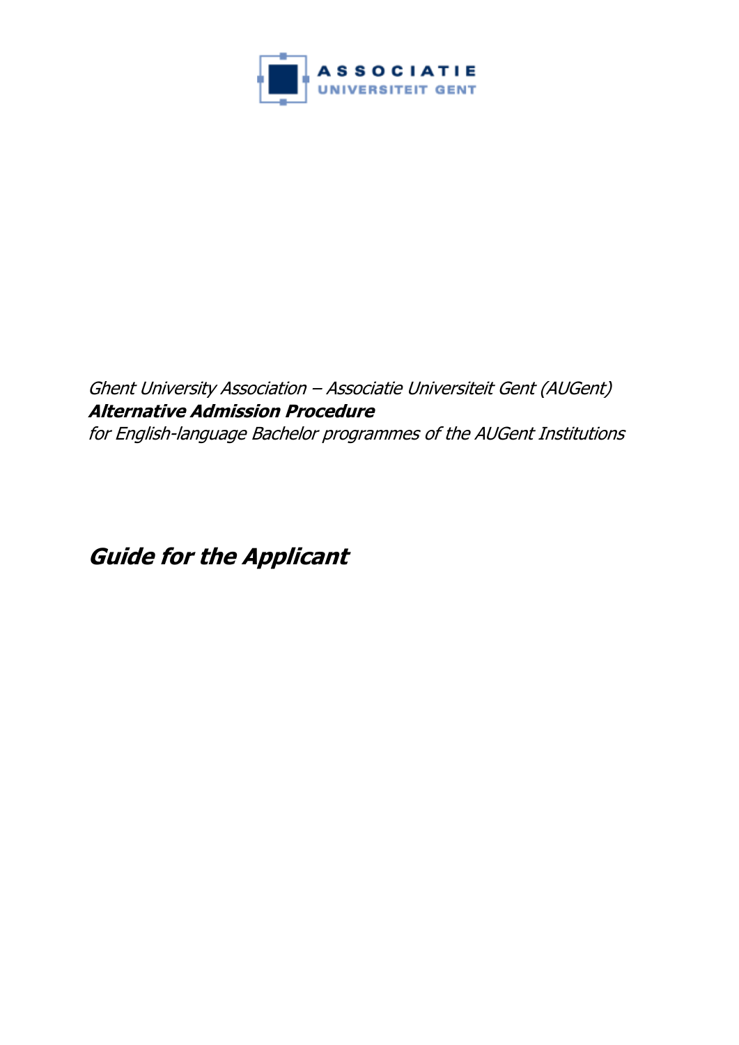ASSOCIATIE
UNIVERSITEIT GENT

*Ghent University Association – Associatie Universiteit Gent (AUGent)*
***Alternative Admission Procedure***
*for English-language Bachelor programmes of the AUGent Institutions*

# *Guide for the Applicant*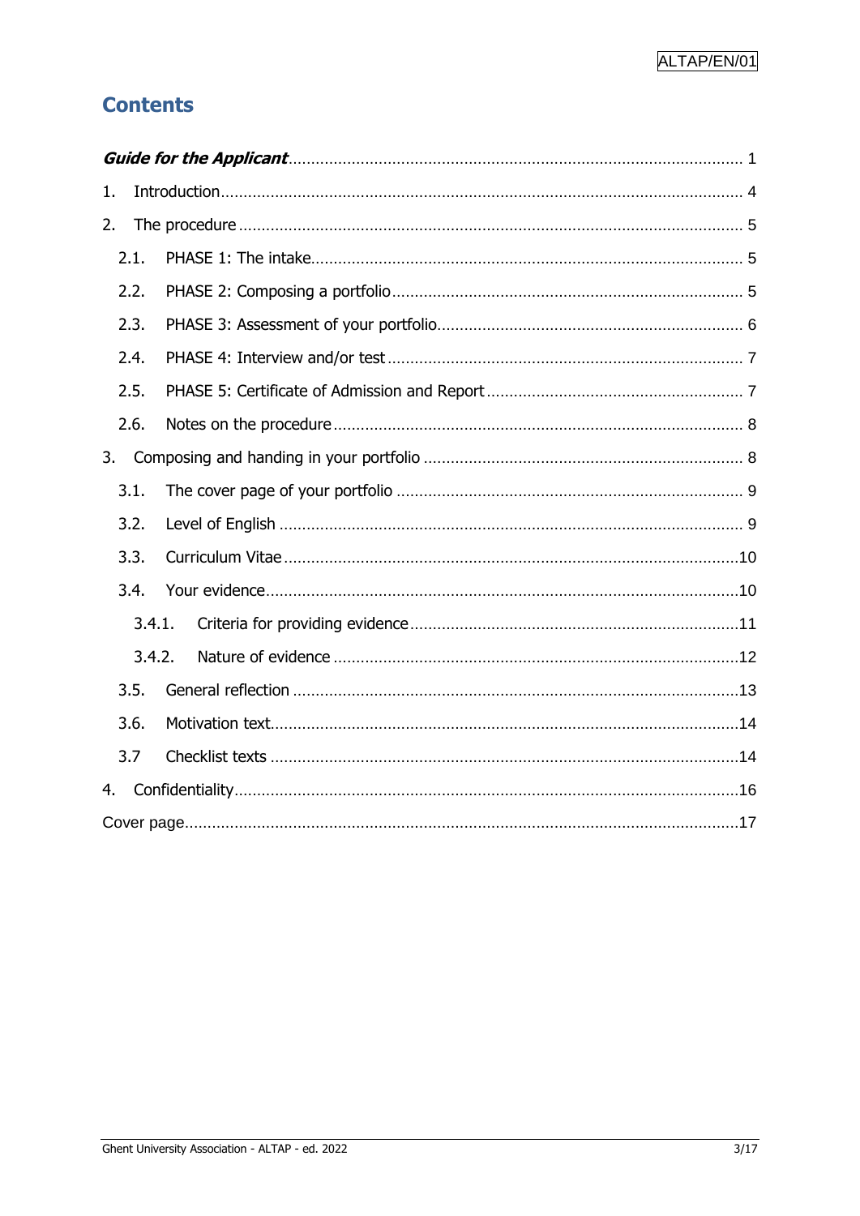ALTAP/EN/01

# Contents

***Guide for the Applicant*** .................................................................................................. 1

1. Introduction ................................................................................................................ 4
2. The procedure ............................................................................................................ 5
   - 2.1. PHASE 1: The intake ........................................................................................... 5
   - 2.2. PHASE 2: Composing a portfolio ........................................................................ 5
   - 2.3. PHASE 3: Assessment of your portfolio ............................................................... 6
   - 2.4. PHASE 4: Interview and/or test .......................................................................... 7
   - 2.5. PHASE 5: Certificate of Admission and Report .................................................... 7
   - 2.6. Notes on the procedure ...................................................................................... 8
3. Composing and handing in your portfolio ..................................................................... 8
   - 3.1. The cover page of your portfolio ......................................................................... 9
   - 3.2. Level of English ................................................................................................... 9
   - 3.3. Curriculum Vitae ................................................................................................ 10
   - 3.4. Your evidence .................................................................................................... 10
     - 3.4.1. Criteria for providing evidence ..................................................................... 11
     - 3.4.2. Nature of evidence ...................................................................................... 12
   - 3.5. General reflection ............................................................................................... 13
   - 3.6. Motivation text ................................................................................................... 14
   - 3.7 Checklist texts ..................................................................................................... 14
4. Confidentiality ............................................................................................................ 16

Cover page ..................................................................................................................... 17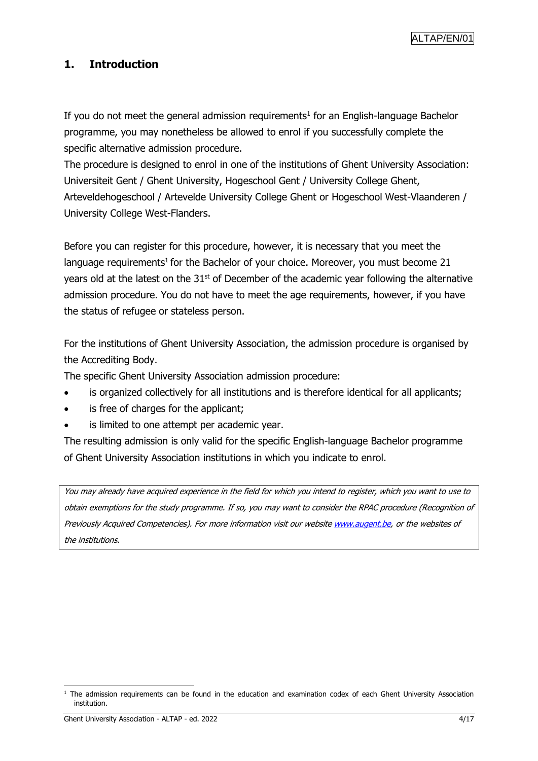## 1. Introduction

If you do not meet the general admission requirements[1] for an English-language Bachelor programme, you may nonetheless be allowed to enrol if you successfully complete the specific alternative admission procedure.
The procedure is designed to enrol in one of the institutions of Ghent University Association: Universiteit Gent / Ghent University, Hogeschool Gent / University College Ghent, Arteveldehogeschool / Artevelde University College Ghent or Hogeschool West-Vlaanderen / University College West-Flanders.

Before you can register for this procedure, however, it is necessary that you meet the language requirements[1] for the Bachelor of your choice. Moreover, you must become 21 years old at the latest on the 31st of December of the academic year following the alternative admission procedure. You do not have to meet the age requirements, however, if you have the status of refugee or stateless person.

For the institutions of Ghent University Association, the admission procedure is organised by the Accrediting Body.
The specific Ghent University Association admission procedure:

- is organized collectively for all institutions and is therefore identical for all applicants;
- is free of charges for the applicant;
- is limited to one attempt per academic year.

The resulting admission is only valid for the specific English-language Bachelor programme of Ghent University Association institutions in which you indicate to enrol.

*You may already have acquired experience in the field for which you intend to register, which you want to use to obtain exemptions for the study programme. If so, you may want to consider the RPAC procedure (Recognition of Previously Acquired Competencies). For more information visit our website www.augent.be, or the websites of the institutions.*

[1] The admission requirements can be found in the education and examination codex of each Ghent University Association institution.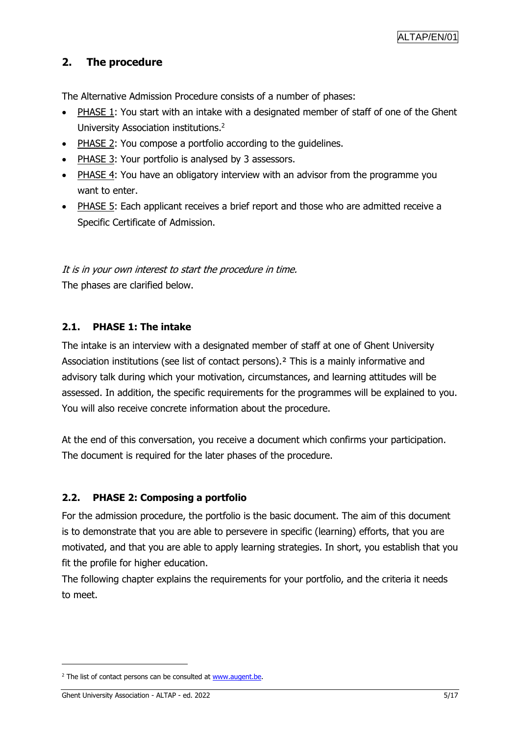## 2. The procedure

The Alternative Admission Procedure consists of a number of phases:

- PHASE 1: You start with an intake with a designated member of staff of one of the Ghent University Association institutions.[2]
- PHASE 2: You compose a portfolio according to the guidelines.
- PHASE 3: Your portfolio is analysed by 3 assessors.
- PHASE 4: You have an obligatory interview with an advisor from the programme you want to enter.
- PHASE 5: Each applicant receives a brief report and those who are admitted receive a Specific Certificate of Admission.

*It is in your own interest to start the procedure in time.*

The phases are clarified below.

### 2.1. PHASE 1: The intake

The intake is an interview with a designated member of staff at one of Ghent University Association institutions (see list of contact persons).[2] This is a mainly informative and advisory talk during which your motivation, circumstances, and learning attitudes will be assessed. In addition, the specific requirements for the programmes will be explained to you. You will also receive concrete information about the procedure.

At the end of this conversation, you receive a document which confirms your participation. The document is required for the later phases of the procedure.

### 2.2. PHASE 2: Composing a portfolio

For the admission procedure, the portfolio is the basic document. The aim of this document is to demonstrate that you are able to persevere in specific (learning) efforts, that you are motivated, and that you are able to apply learning strategies. In short, you establish that you fit the profile for higher education.

The following chapter explains the requirements for your portfolio, and the criteria it needs to meet.

---

[2] The list of contact persons can be consulted at www.augent.be.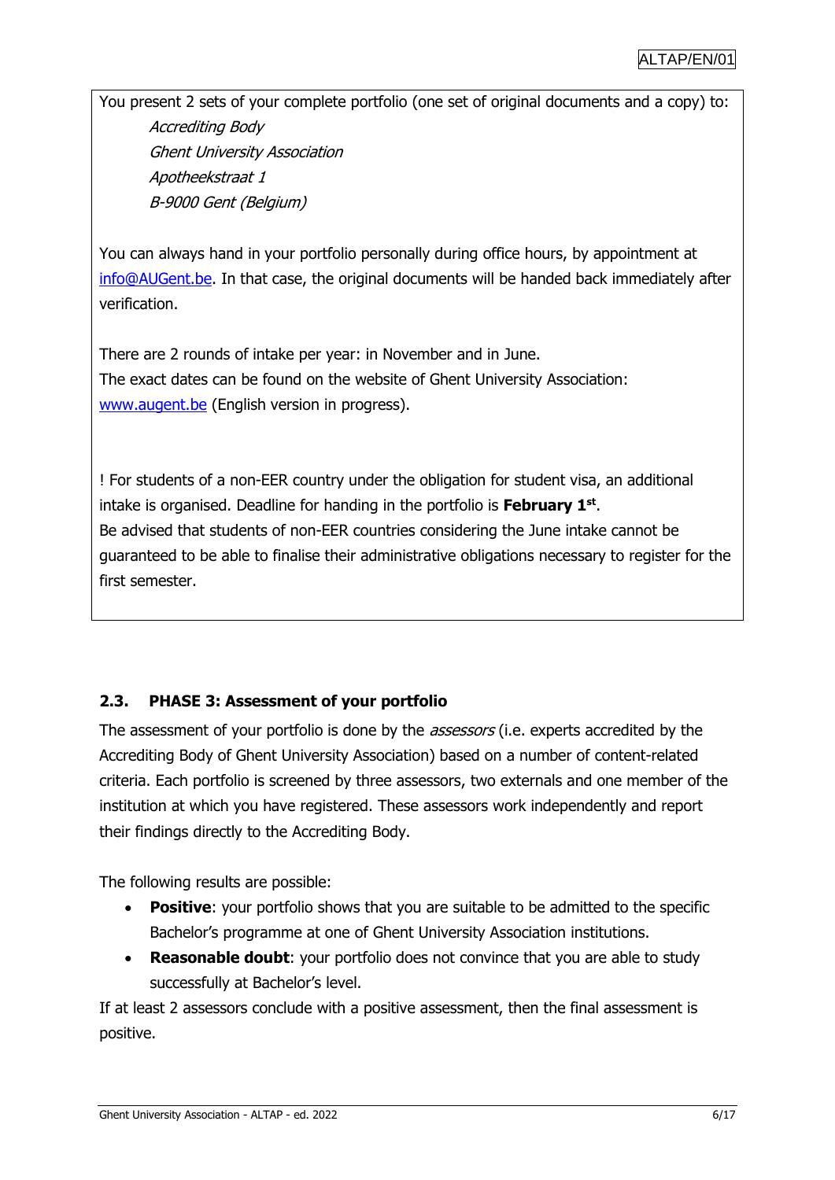You present 2 sets of your complete portfolio (one set of original documents and a copy) to:

*Accrediting Body*
*Ghent University Association*
*Apotheekstraat 1*
*B-9000 Gent (Belgium)*

You can always hand in your portfolio personally during office hours, by appointment at info@AUGent.be. In that case, the original documents will be handed back immediately after verification.

There are 2 rounds of intake per year: in November and in June.
The exact dates can be found on the website of Ghent University Association: www.augent.be (English version in progress).

! For students of a non-EER country under the obligation for student visa, an additional intake is organised. Deadline for handing in the portfolio is **February 1st**.
Be advised that students of non-EER countries considering the June intake cannot be guaranteed to be able to finalise their administrative obligations necessary to register for the first semester.

### 2.3. PHASE 3: Assessment of your portfolio

The assessment of your portfolio is done by the *assessors* (i.e. experts accredited by the Accrediting Body of Ghent University Association) based on a number of content-related criteria. Each portfolio is screened by three assessors, two externals and one member of the institution at which you have registered. These assessors work independently and report their findings directly to the Accrediting Body.

The following results are possible:

- **Positive**: your portfolio shows that you are suitable to be admitted to the specific Bachelor's programme at one of Ghent University Association institutions.
- **Reasonable doubt**: your portfolio does not convince that you are able to study successfully at Bachelor's level.

If at least 2 assessors conclude with a positive assessment, then the final assessment is positive.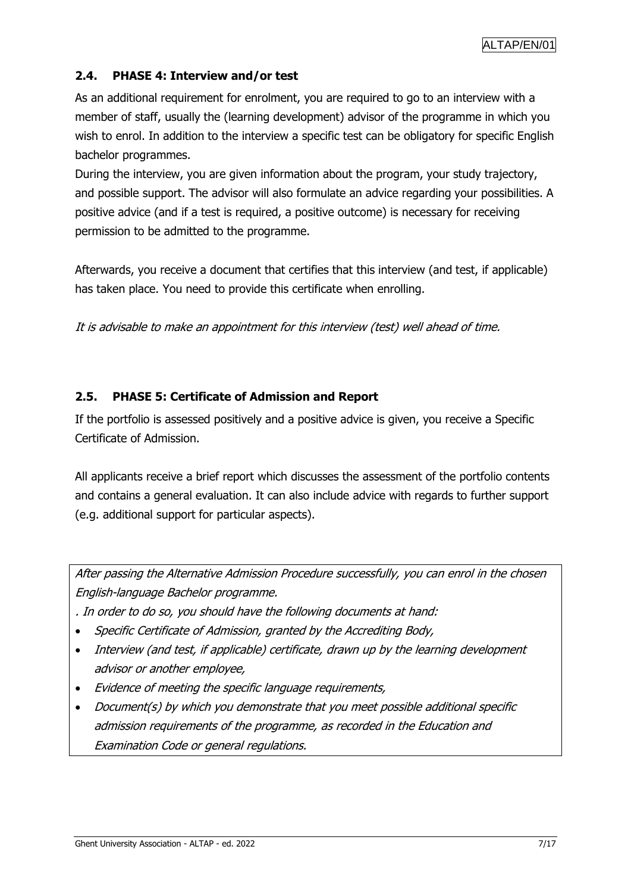### 2.4. PHASE 4: Interview and/or test

As an additional requirement for enrolment, you are required to go to an interview with a member of staff, usually the (learning development) advisor of the programme in which you wish to enrol. In addition to the interview a specific test can be obligatory for specific English bachelor programmes.

During the interview, you are given information about the program, your study trajectory, and possible support. The advisor will also formulate an advice regarding your possibilities. A positive advice (and if a test is required, a positive outcome) is necessary for receiving permission to be admitted to the programme.

Afterwards, you receive a document that certifies that this interview (and test, if applicable) has taken place. You need to provide this certificate when enrolling.

*It is advisable to make an appointment for this interview (test) well ahead of time.*

### 2.5. PHASE 5: Certificate of Admission and Report

If the portfolio is assessed positively and a positive advice is given, you receive a Specific Certificate of Admission.

All applicants receive a brief report which discusses the assessment of the portfolio contents and contains a general evaluation. It can also include advice with regards to further support (e.g. additional support for particular aspects).

*After passing the Alternative Admission Procedure successfully, you can enrol in the chosen English-language Bachelor programme.*

*. In order to do so, you should have the following documents at hand:*

- *Specific Certificate of Admission, granted by the Accrediting Body,*
- *Interview (and test, if applicable) certificate, drawn up by the learning development advisor or another employee,*
- *Evidence of meeting the specific language requirements,*
- *Document(s) by which you demonstrate that you meet possible additional specific admission requirements of the programme, as recorded in the Education and Examination Code or general regulations.*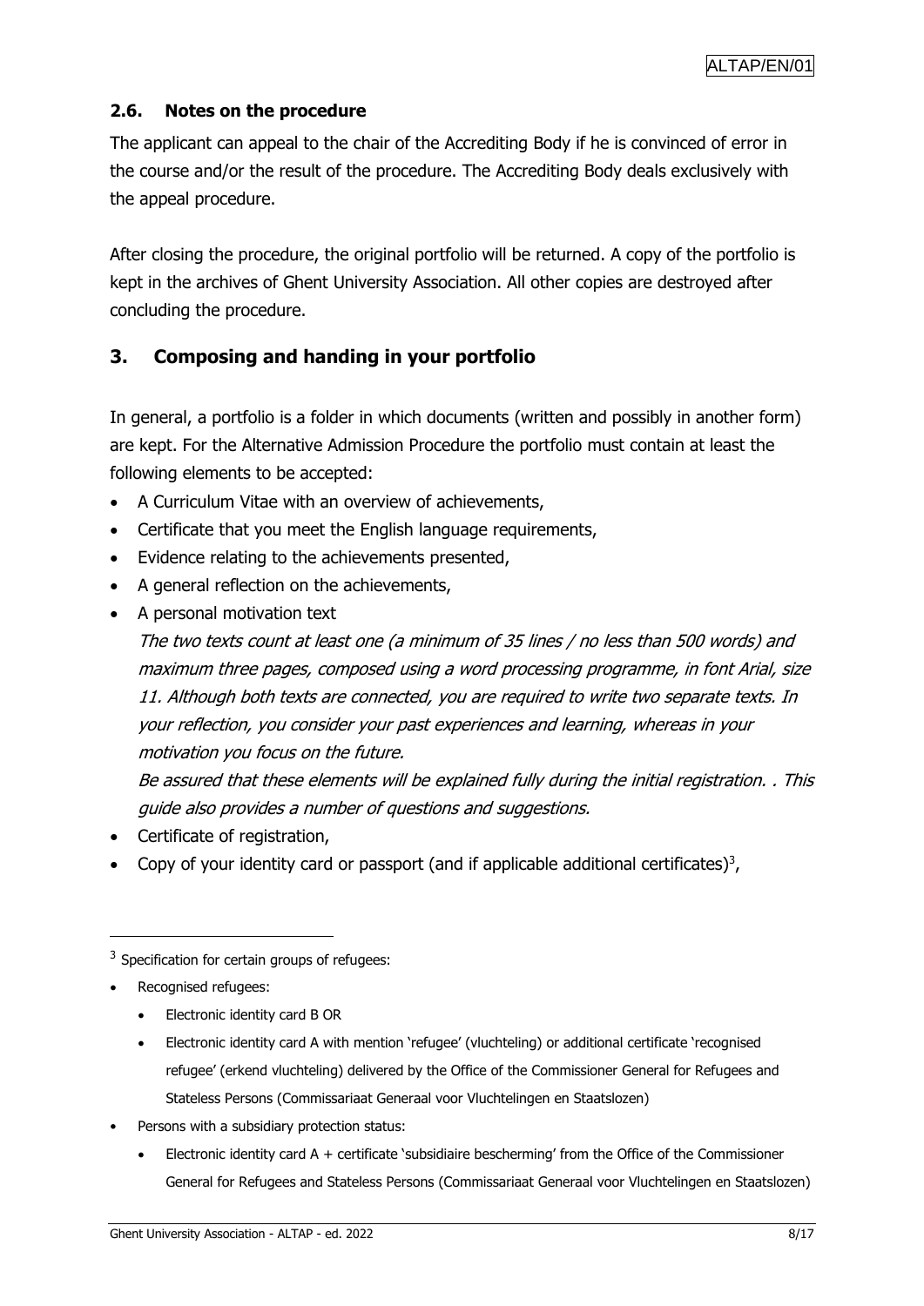### 2.6. Notes on the procedure

The applicant can appeal to the chair of the Accrediting Body if he is convinced of error in the course and/or the result of the procedure. The Accrediting Body deals exclusively with the appeal procedure.

After closing the procedure, the original portfolio will be returned. A copy of the portfolio is kept in the archives of Ghent University Association. All other copies are destroyed after concluding the procedure.

## 3. Composing and handing in your portfolio

In general, a portfolio is a folder in which documents (written and possibly in another form) are kept. For the Alternative Admission Procedure the portfolio must contain at least the following elements to be accepted:

- A Curriculum Vitae with an overview of achievements,
- Certificate that you meet the English language requirements,
- Evidence relating to the achievements presented,
- A general reflection on the achievements,
- A personal motivation text

  *The two texts count at least one (a minimum of 35 lines / no less than 500 words) and maximum three pages, composed using a word processing programme, in font Arial, size 11. Although both texts are connected, you are required to write two separate texts. In your reflection, you consider your past experiences and learning, whereas in your motivation you focus on the future.*

  *Be assured that these elements will be explained fully during the initial registration. . This guide also provides a number of questions and suggestions.*
- Certificate of registration,
- Copy of your identity card or passport (and if applicable additional certificates)[3],

---

[3] Specification for certain groups of refugees:

- Recognised refugees:
  - Electronic identity card B OR
  - Electronic identity card A with mention 'refugee' (vluchteling) or additional certificate 'recognised refugee' (erkend vluchteling) delivered by the Office of the Commissioner General for Refugees and Stateless Persons (Commissariaat Generaal voor Vluchtelingen en Staatslozen)
- Persons with a subsidiary protection status:
  - Electronic identity card A + certificate 'subsidiaire bescherming' from the Office of the Commissioner General for Refugees and Stateless Persons (Commissariaat Generaal voor Vluchtelingen en Staatslozen)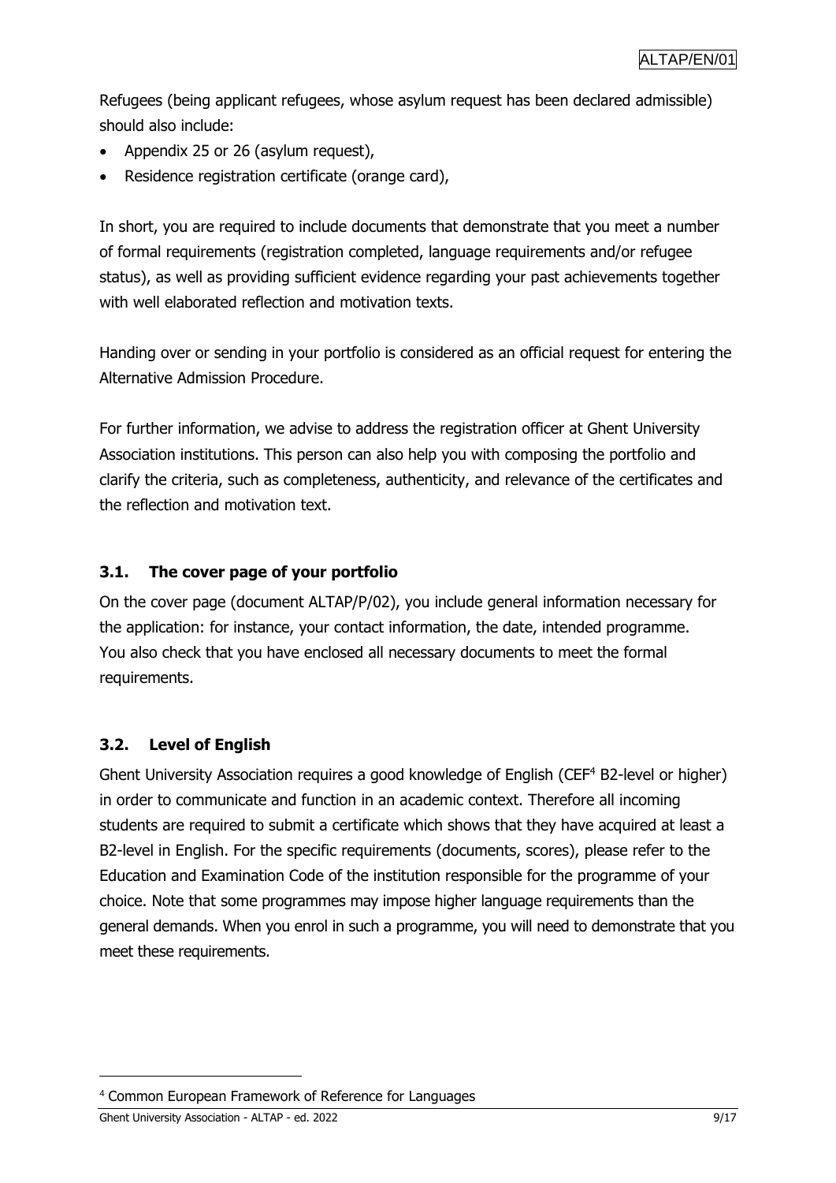Refugees (being applicant refugees, whose asylum request has been declared admissible) should also include:

- Appendix 25 or 26 (asylum request),
- Residence registration certificate (orange card),

In short, you are required to include documents that demonstrate that you meet a number of formal requirements (registration completed, language requirements and/or refugee status), as well as providing sufficient evidence regarding your past achievements together with well elaborated reflection and motivation texts.

Handing over or sending in your portfolio is considered as an official request for entering the Alternative Admission Procedure.

For further information, we advise to address the registration officer at Ghent University Association institutions. This person can also help you with composing the portfolio and clarify the criteria, such as completeness, authenticity, and relevance of the certificates and the reflection and motivation text.

### 3.1. The cover page of your portfolio

On the cover page (document ALTAP/P/02), you include general information necessary for the application: for instance, your contact information, the date, intended programme. You also check that you have enclosed all necessary documents to meet the formal requirements.

### 3.2. Level of English

Ghent University Association requires a good knowledge of English (CEF[4] B2-level or higher) in order to communicate and function in an academic context. Therefore all incoming students are required to submit a certificate which shows that they have acquired at least a B2-level in English. For the specific requirements (documents, scores), please refer to the Education and Examination Code of the institution responsible for the programme of your choice. Note that some programmes may impose higher language requirements than the general demands. When you enrol in such a programme, you will need to demonstrate that you meet these requirements.

[4] Common European Framework of Reference for Languages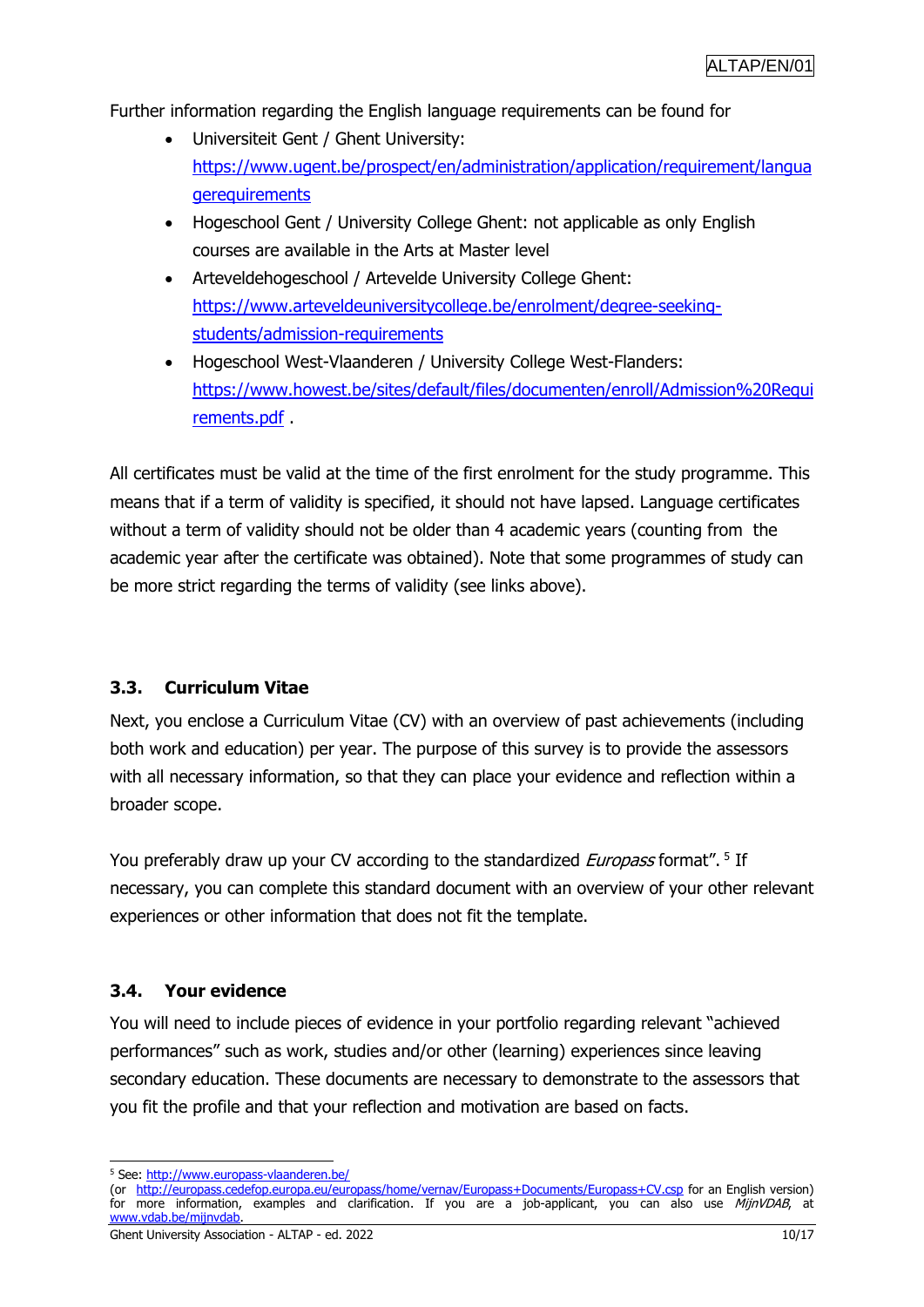Further information regarding the English language requirements can be found for

- Universiteit Gent / Ghent University: [https://www.ugent.be/prospect/en/administration/application/requirement/languagerequirements](https://www.ugent.be/prospect/en/administration/application/requirement/languagerequirements)
- Hogeschool Gent / University College Ghent: not applicable as only English courses are available in the Arts at Master level
- Arteveldehogeschool / Artevelde University College Ghent: [https://www.arteveldeuniversitycollege.be/enrolment/degree-seeking-students/admission-requirements](https://www.arteveldeuniversitycollege.be/enrolment/degree-seeking-students/admission-requirements)
- Hogeschool West-Vlaanderen / University College West-Flanders: [https://www.howest.be/sites/default/files/documenten/enroll/Admission%20Requirements.pdf](https://www.howest.be/sites/default/files/documenten/enroll/Admission%20Requirements.pdf) .

All certificates must be valid at the time of the first enrolment for the study programme. This means that if a term of validity is specified, it should not have lapsed. Language certificates without a term of validity should not be older than 4 academic years (counting from the academic year after the certificate was obtained). Note that some programmes of study can be more strict regarding the terms of validity (see links above).

### 3.3. Curriculum Vitae

Next, you enclose a Curriculum Vitae (CV) with an overview of past achievements (including both work and education) per year. The purpose of this survey is to provide the assessors with all necessary information, so that they can place your evidence and reflection within a broader scope.

You preferably draw up your CV according to the standardized *Europass* format".[5] If necessary, you can complete this standard document with an overview of your other relevant experiences or other information that does not fit the template.

### 3.4. Your evidence

You will need to include pieces of evidence in your portfolio regarding relevant "achieved performances" such as work, studies and/or other (learning) experiences since leaving secondary education. These documents are necessary to demonstrate to the assessors that you fit the profile and that your reflection and motivation are based on facts.

---

[5] See: [http://www.europass-vlaanderen.be/](http://www.europass-vlaanderen.be/)
(or [http://europass.cedefop.europa.eu/europass/home/vernav/Europass+Documents/Europass+CV.csp](http://europass.cedefop.europa.eu/europass/home/vernav/Europass+Documents/Europass+CV.csp) for an English version) for more information, examples and clarification. If you are a job-applicant, you can also use *MijnVDAB*, at [www.vdab.be/mijnvdab](http://www.vdab.be/mijnvdab).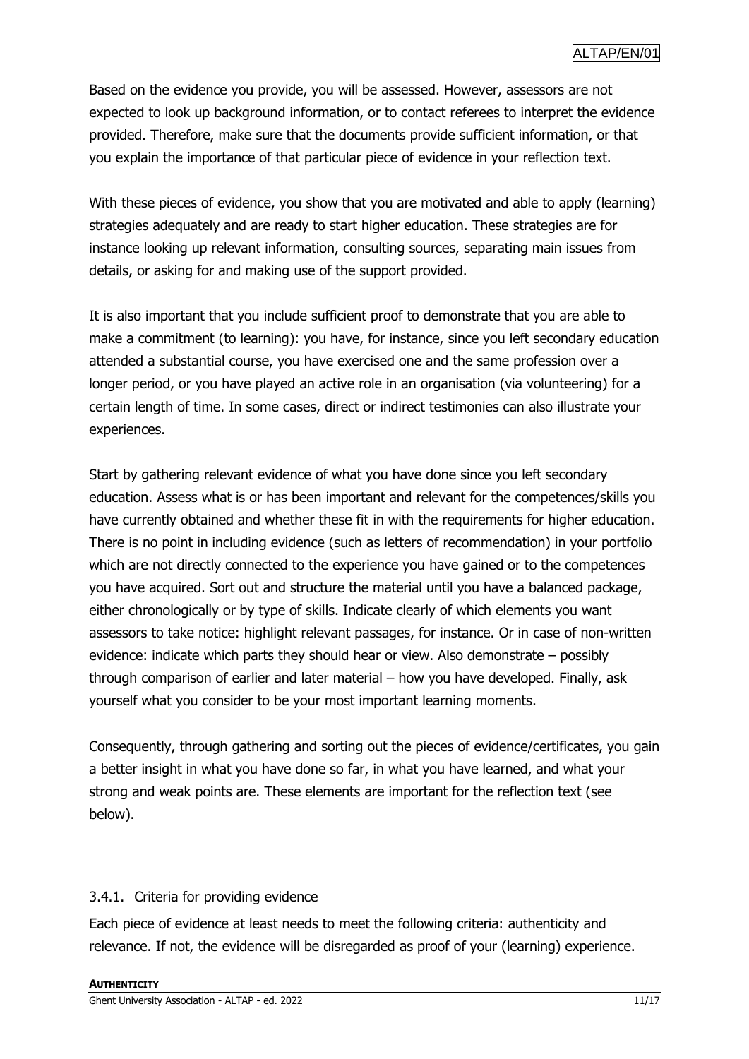Based on the evidence you provide, you will be assessed. However, assessors are not expected to look up background information, or to contact referees to interpret the evidence provided. Therefore, make sure that the documents provide sufficient information, or that you explain the importance of that particular piece of evidence in your reflection text.

With these pieces of evidence, you show that you are motivated and able to apply (learning) strategies adequately and are ready to start higher education. These strategies are for instance looking up relevant information, consulting sources, separating main issues from details, or asking for and making use of the support provided.

It is also important that you include sufficient proof to demonstrate that you are able to make a commitment (to learning): you have, for instance, since you left secondary education attended a substantial course, you have exercised one and the same profession over a longer period, or you have played an active role in an organisation (via volunteering) for a certain length of time. In some cases, direct or indirect testimonies can also illustrate your experiences.

Start by gathering relevant evidence of what you have done since you left secondary education. Assess what is or has been important and relevant for the competences/skills you have currently obtained and whether these fit in with the requirements for higher education. There is no point in including evidence (such as letters of recommendation) in your portfolio which are not directly connected to the experience you have gained or to the competences you have acquired. Sort out and structure the material until you have a balanced package, either chronologically or by type of skills. Indicate clearly of which elements you want assessors to take notice: highlight relevant passages, for instance. Or in case of non-written evidence: indicate which parts they should hear or view. Also demonstrate – possibly through comparison of earlier and later material – how you have developed. Finally, ask yourself what you consider to be your most important learning moments.

Consequently, through gathering and sorting out the pieces of evidence/certificates, you gain a better insight in what you have done so far, in what you have learned, and what your strong and weak points are. These elements are important for the reflection text (see below).

### 3.4.1. Criteria for providing evidence

Each piece of evidence at least needs to meet the following criteria: authenticity and relevance. If not, the evidence will be disregarded as proof of your (learning) experience.

**AUTHENTICITY**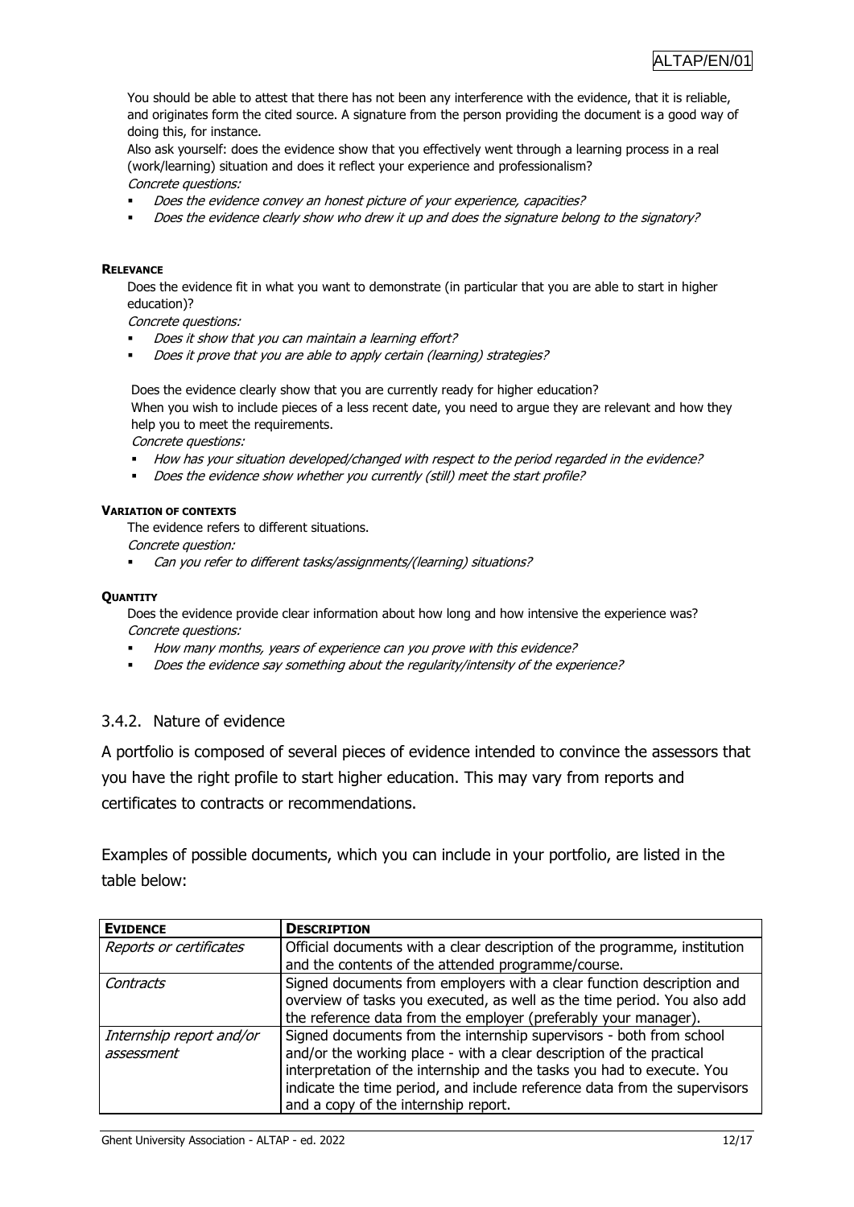You should be able to attest that there has not been any interference with the evidence, that it is reliable, and originates form the cited source. A signature from the person providing the document is a good way of doing this, for instance.

Also ask yourself: does the evidence show that you effectively went through a learning process in a real (work/learning) situation and does it reflect your experience and professionalism?

*Concrete questions:*

- *Does the evidence convey an honest picture of your experience, capacities?*
- *Does the evidence clearly show who drew it up and does the signature belong to the signatory?*

**RELEVANCE**

Does the evidence fit in what you want to demonstrate (in particular that you are able to start in higher education)?

*Concrete questions:*

- *Does it show that you can maintain a learning effort?*
- *Does it prove that you are able to apply certain (learning) strategies?*

Does the evidence clearly show that you are currently ready for higher education?

When you wish to include pieces of a less recent date, you need to argue they are relevant and how they help you to meet the requirements.

*Concrete questions:*

- *How has your situation developed/changed with respect to the period regarded in the evidence?*
- *Does the evidence show whether you currently (still) meet the start profile?*

**VARIATION OF CONTEXTS**

The evidence refers to different situations.

*Concrete question:*

- *Can you refer to different tasks/assignments/(learning) situations?*

**QUANTITY**

Does the evidence provide clear information about how long and how intensive the experience was?

*Concrete questions:*

- *How many months, years of experience can you prove with this evidence?*
- *Does the evidence say something about the regularity/intensity of the experience?*

### 3.4.2. Nature of evidence

A portfolio is composed of several pieces of evidence intended to convince the assessors that you have the right profile to start higher education. This may vary from reports and certificates to contracts or recommendations.

Examples of possible documents, which you can include in your portfolio, are listed in the table below:

| **EVIDENCE** | **DESCRIPTION** |
| --- | --- |
| *Reports or certificates* | Official documents with a clear description of the programme, institution and the contents of the attended programme/course. |
| *Contracts* | Signed documents from employers with a clear function description and overview of tasks you executed, as well as the time period. You also add the reference data from the employer (preferably your manager). |
| *Internship report and/or assessment* | Signed documents from the internship supervisors - both from school and/or the working place - with a clear description of the practical interpretation of the internship and the tasks you had to execute. You indicate the time period, and include reference data from the supervisors and a copy of the internship report. |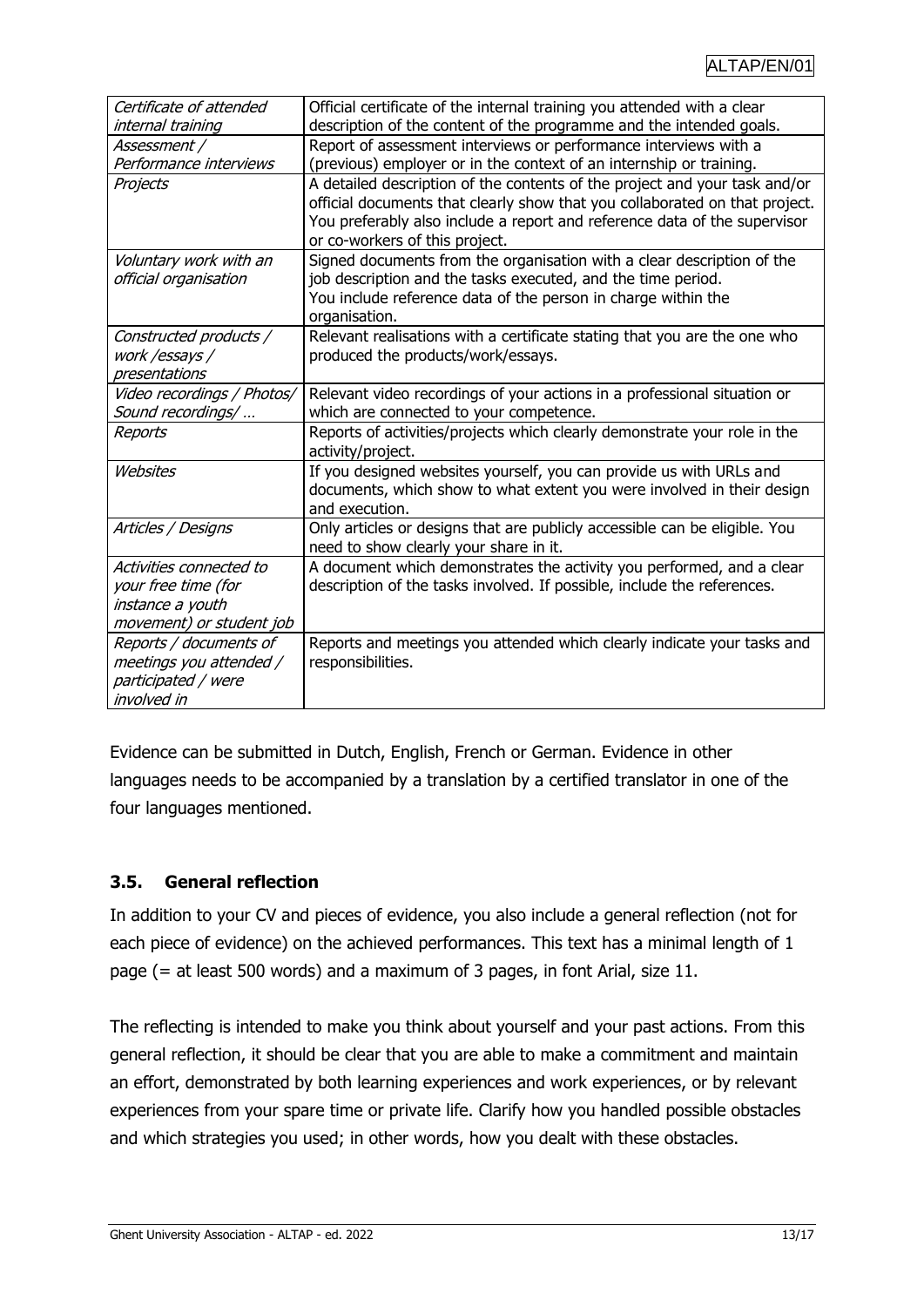| | |
|---|---|
| *Certificate of attended internal training* | Official certificate of the internal training you attended with a clear description of the content of the programme and the intended goals. |
| *Assessment / Performance interviews* | Report of assessment interviews or performance interviews with a (previous) employer or in the context of an internship or training. |
| *Projects* | A detailed description of the contents of the project and your task and/or official documents that clearly show that you collaborated on that project. You preferably also include a report and reference data of the supervisor or co-workers of this project. |
| *Voluntary work with an official organisation* | Signed documents from the organisation with a clear description of the job description and the tasks executed, and the time period. You include reference data of the person in charge within the organisation. |
| *Constructed products / work /essays / presentations* | Relevant realisations with a certificate stating that you are the one who produced the products/work/essays. |
| *Video recordings / Photos/ Sound recordings/ …* | Relevant video recordings of your actions in a professional situation or which are connected to your competence. |
| *Reports* | Reports of activities/projects which clearly demonstrate your role in the activity/project. |
| *Websites* | If you designed websites yourself, you can provide us with URLs and documents, which show to what extent you were involved in their design and execution. |
| *Articles / Designs* | Only articles or designs that are publicly accessible can be eligible. You need to show clearly your share in it. |
| *Activities connected to your free time (for instance a youth movement) or student job* | A document which demonstrates the activity you performed, and a clear description of the tasks involved. If possible, include the references. |
| *Reports / documents of meetings you attended / participated / were involved in* | Reports and meetings you attended which clearly indicate your tasks and responsibilities. |

Evidence can be submitted in Dutch, English, French or German. Evidence in other languages needs to be accompanied by a translation by a certified translator in one of the four languages mentioned.

### 3.5. General reflection

In addition to your CV and pieces of evidence, you also include a general reflection (not for each piece of evidence) on the achieved performances. This text has a minimal length of 1 page (= at least 500 words) and a maximum of 3 pages, in font Arial, size 11.

The reflecting is intended to make you think about yourself and your past actions. From this general reflection, it should be clear that you are able to make a commitment and maintain an effort, demonstrated by both learning experiences and work experiences, or by relevant experiences from your spare time or private life. Clarify how you handled possible obstacles and which strategies you used; in other words, how you dealt with these obstacles.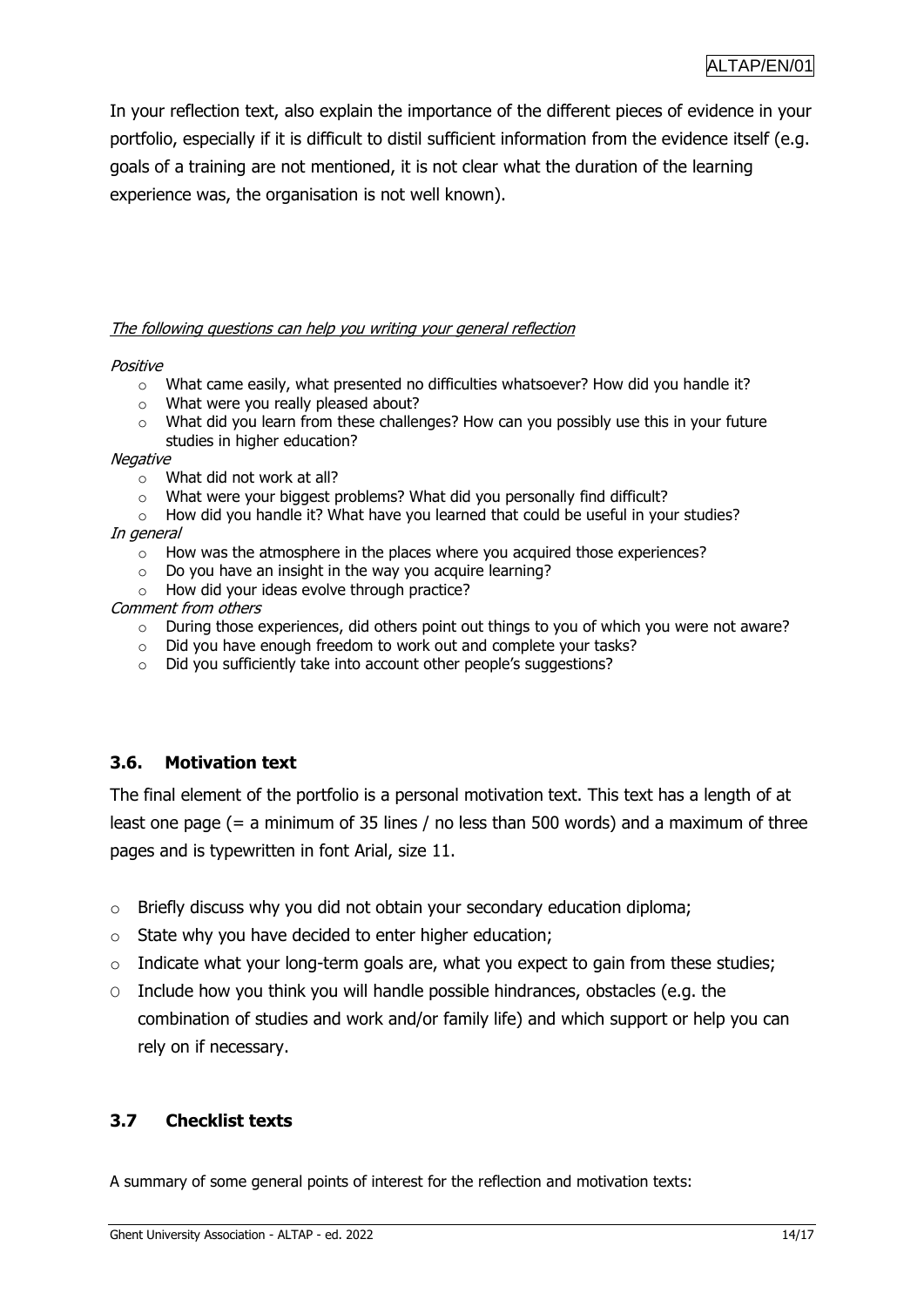In your reflection text, also explain the importance of the different pieces of evidence in your portfolio, especially if it is difficult to distil sufficient information from the evidence itself (e.g. goals of a training are not mentioned, it is not clear what the duration of the learning experience was, the organisation is not well known).

*The following questions can help you writing your general reflection*

*Positive*

- What came easily, what presented no difficulties whatsoever? How did you handle it?
- What were you really pleased about?
- What did you learn from these challenges? How can you possibly use this in your future studies in higher education?

*Negative*

- What did not work at all?
- What were your biggest problems? What did you personally find difficult?
- How did you handle it? What have you learned that could be useful in your studies?

*In general*

- How was the atmosphere in the places where you acquired those experiences?
- Do you have an insight in the way you acquire learning?
- How did your ideas evolve through practice?

*Comment from others*

- During those experiences, did others point out things to you of which you were not aware?
- Did you have enough freedom to work out and complete your tasks?
- Did you sufficiently take into account other people's suggestions?

### 3.6. Motivation text

The final element of the portfolio is a personal motivation text. This text has a length of at least one page (= a minimum of 35 lines / no less than 500 words) and a maximum of three pages and is typewritten in font Arial, size 11.

- Briefly discuss why you did not obtain your secondary education diploma;
- State why you have decided to enter higher education;
- Indicate what your long-term goals are, what you expect to gain from these studies;
- Include how you think you will handle possible hindrances, obstacles (e.g. the combination of studies and work and/or family life) and which support or help you can rely on if necessary.

### 3.7 Checklist texts

A summary of some general points of interest for the reflection and motivation texts: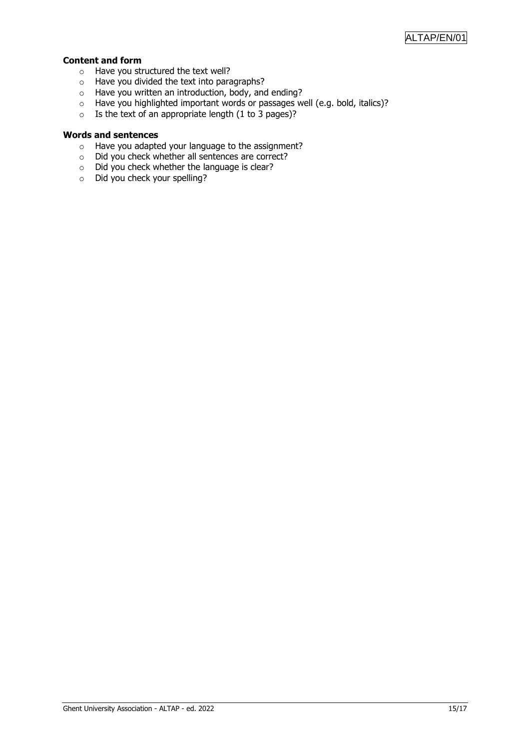**Content and form**

- Have you structured the text well?
- Have you divided the text into paragraphs?
- Have you written an introduction, body, and ending?
- Have you highlighted important words or passages well (e.g. bold, italics)?
- Is the text of an appropriate length (1 to 3 pages)?

**Words and sentences**

- Have you adapted your language to the assignment?
- Did you check whether all sentences are correct?
- Did you check whether the language is clear?
- Did you check your spelling?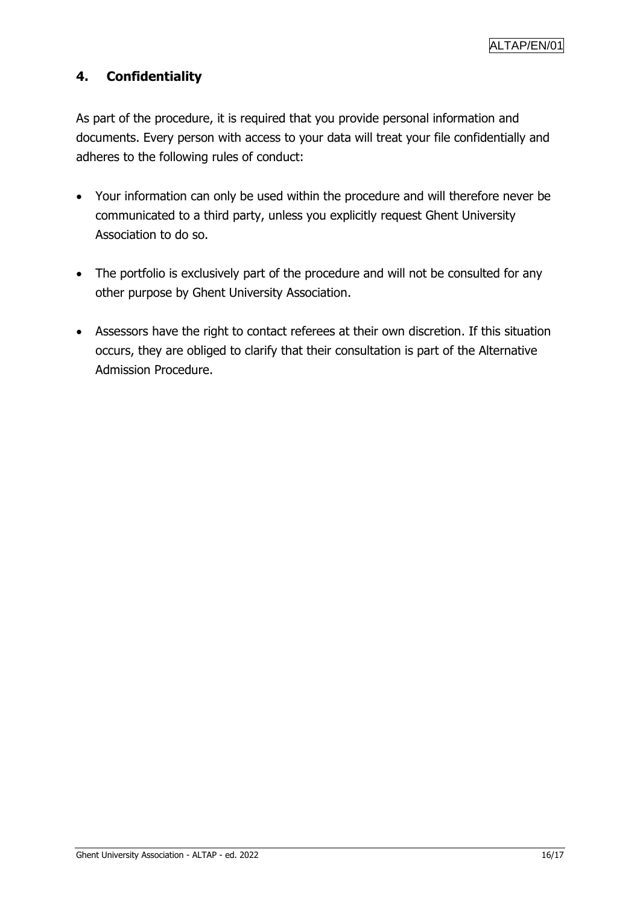## 4. Confidentiality

As part of the procedure, it is required that you provide personal information and documents. Every person with access to your data will treat your file confidentially and adheres to the following rules of conduct:

- Your information can only be used within the procedure and will therefore never be communicated to a third party, unless you explicitly request Ghent University Association to do so.

- The portfolio is exclusively part of the procedure and will not be consulted for any other purpose by Ghent University Association.

- Assessors have the right to contact referees at their own discretion. If this situation occurs, they are obliged to clarify that their consultation is part of the Alternative Admission Procedure.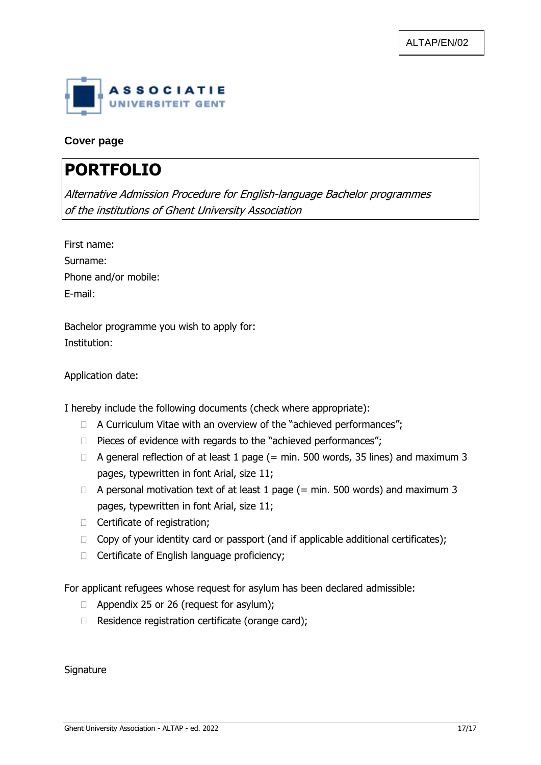ALTAP/EN/02

**ASSOCIATIE UNIVERSITEIT GENT**

**Cover page**

# PORTFOLIO

*Alternative Admission Procedure for English-language Bachelor programmes of the institutions of Ghent University Association*

First name:
Surname:
Phone and/or mobile:
E-mail:

Bachelor programme you wish to apply for:
Institution:

Application date:

I hereby include the following documents (check where appropriate):

- ☐ A Curriculum Vitae with an overview of the "achieved performances";
- ☐ Pieces of evidence with regards to the "achieved performances";
- ☐ A general reflection of at least 1 page (= min. 500 words, 35 lines) and maximum 3 pages, typewritten in font Arial, size 11;
- ☐ A personal motivation text of at least 1 page (= min. 500 words) and maximum 3 pages, typewritten in font Arial, size 11;
- ☐ Certificate of registration;
- ☐ Copy of your identity card or passport (and if applicable additional certificates);
- ☐ Certificate of English language proficiency;

For applicant refugees whose request for asylum has been declared admissible:

- ☐ Appendix 25 or 26 (request for asylum);
- ☐ Residence registration certificate (orange card);

Signature